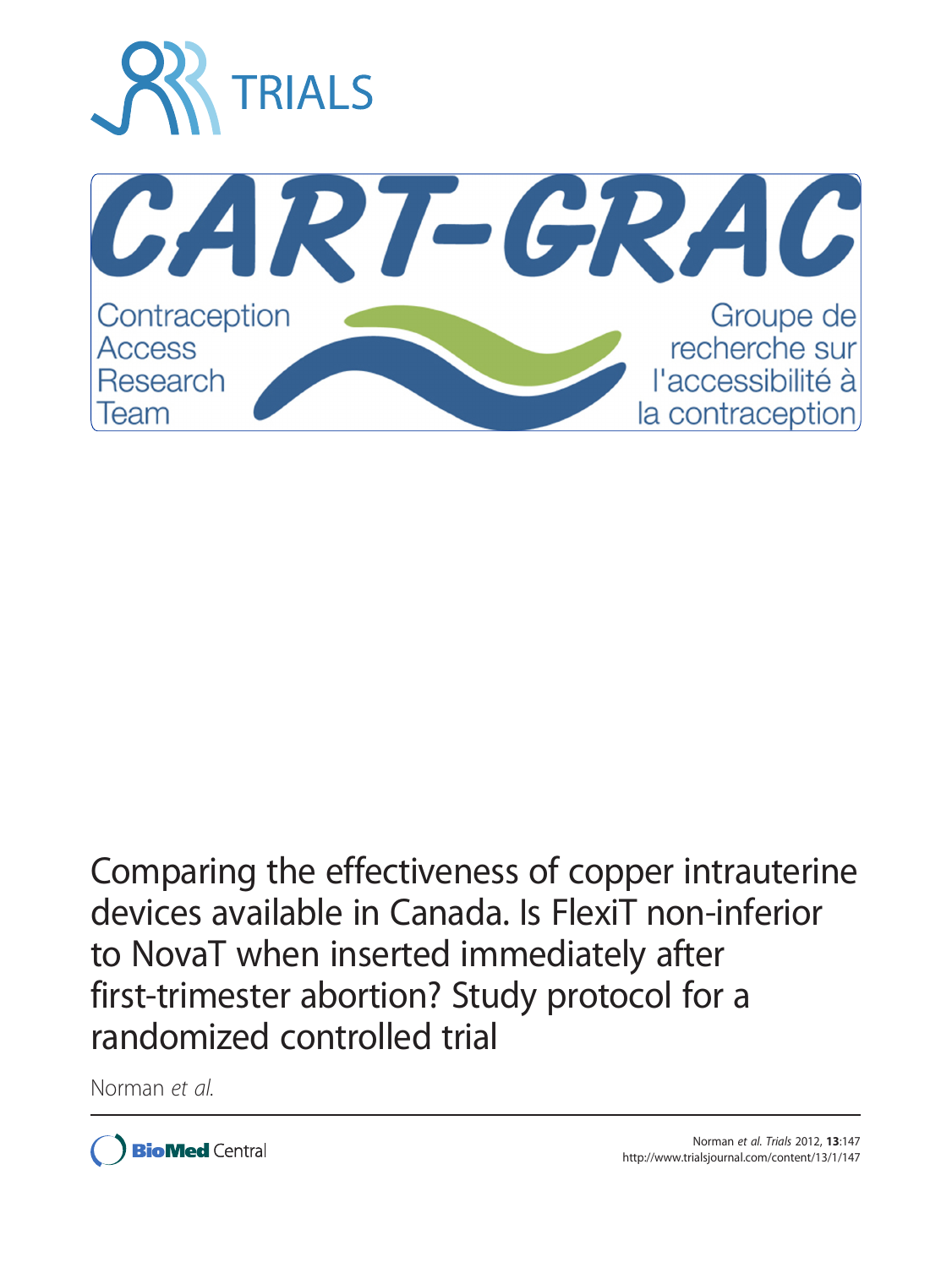TRIALS

CART-GRAC

Contraception Access Research Team

Groupe de recherche sur l'accessibilité à la contraception

# Comparing the effectiveness of copper intrauterine devices available in Canada. Is FlexiT non-inferior to NovaT when inserted immediately after first-trimester abortion? Study protocol for a randomized controlled trial

Norman *et al.*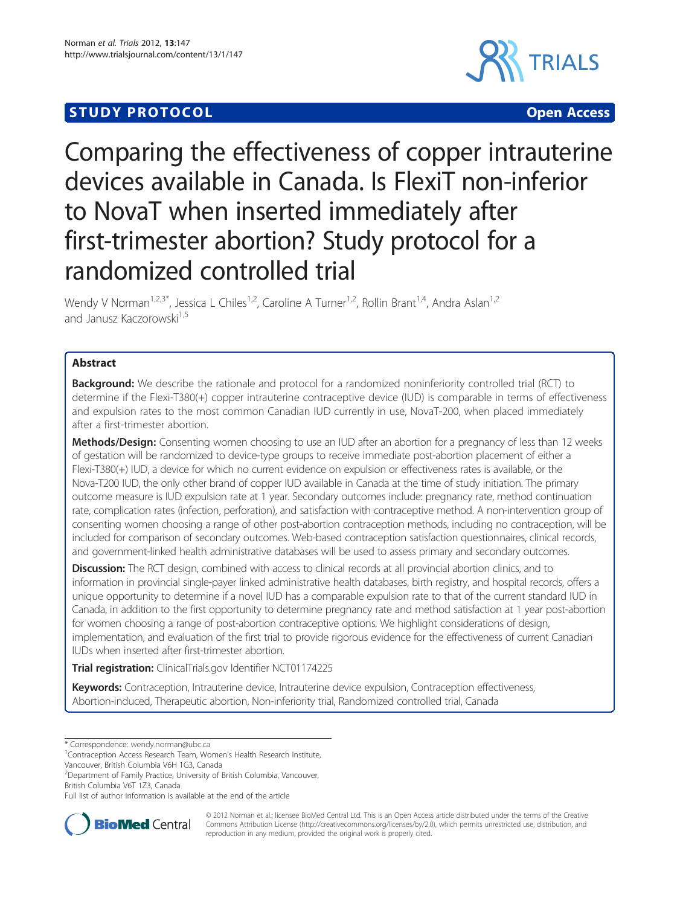# Comparing the effectiveness of copper intrauterine devices available in Canada. Is FlexiT non-inferior to NovaT when inserted immediately after first-trimester abortion? Study protocol for a randomized controlled trial

Wendy V Norman[1,2,3*], Jessica L Chiles[1,2], Caroline A Turner[1,2], Rollin Brant[1,4], Andra Aslan[1,2] and Janusz Kaczorowski[1,5]

## Abstract

**Background:** We describe the rationale and protocol for a randomized noninferiority controlled trial (RCT) to determine if the Flexi-T380(+) copper intrauterine contraceptive device (IUD) is comparable in terms of effectiveness and expulsion rates to the most common Canadian IUD currently in use, NovaT-200, when placed immediately after a first-trimester abortion.

**Methods/Design:** Consenting women choosing to use an IUD after an abortion for a pregnancy of less than 12 weeks of gestation will be randomized to device-type groups to receive immediate post-abortion placement of either a Flexi-T380(+) IUD, a device for which no current evidence on expulsion or effectiveness rates is available, or the Nova-T200 IUD, the only other brand of copper IUD available in Canada at the time of study initiation. The primary outcome measure is IUD expulsion rate at 1 year. Secondary outcomes include: pregnancy rate, method continuation rate, complication rates (infection, perforation), and satisfaction with contraceptive method. A non-intervention group of consenting women choosing a range of other post-abortion contraception methods, including no contraception, will be included for comparison of secondary outcomes. Web-based contraception satisfaction questionnaires, clinical records, and government-linked health administrative databases will be used to assess primary and secondary outcomes.

**Discussion:** The RCT design, combined with access to clinical records at all provincial abortion clinics, and to information in provincial single-payer linked administrative health databases, birth registry, and hospital records, offers a unique opportunity to determine if a novel IUD has a comparable expulsion rate to that of the current standard IUD in Canada, in addition to the first opportunity to determine pregnancy rate and method satisfaction at 1 year post-abortion for women choosing a range of post-abortion contraceptive options. We highlight considerations of design, implementation, and evaluation of the first trial to provide rigorous evidence for the effectiveness of current Canadian IUDs when inserted after first-trimester abortion.

**Trial registration:** ClinicalTrials.gov Identifier NCT01174225

**Keywords:** Contraception, Intrauterine device, Intrauterine device expulsion, Contraception effectiveness, Abortion-induced, Therapeutic abortion, Non-inferiority trial, Randomized controlled trial, Canada

\* Correspondence: wendy.norman@ubc.ca

[1]Contraception Access Research Team, Women's Health Research Institute, Vancouver, British Columbia V6H 1G3, Canada

[2]Department of Family Practice, University of British Columbia, Vancouver, British Columbia V6T 1Z3, Canada

Full list of author information is available at the end of the article

© 2012 Norman et al.; licensee BioMed Central Ltd. This is an Open Access article distributed under the terms of the Creative Commons Attribution License (http://creativecommons.org/licenses/by/2.0), which permits unrestricted use, distribution, and reproduction in any medium, provided the original work is properly cited.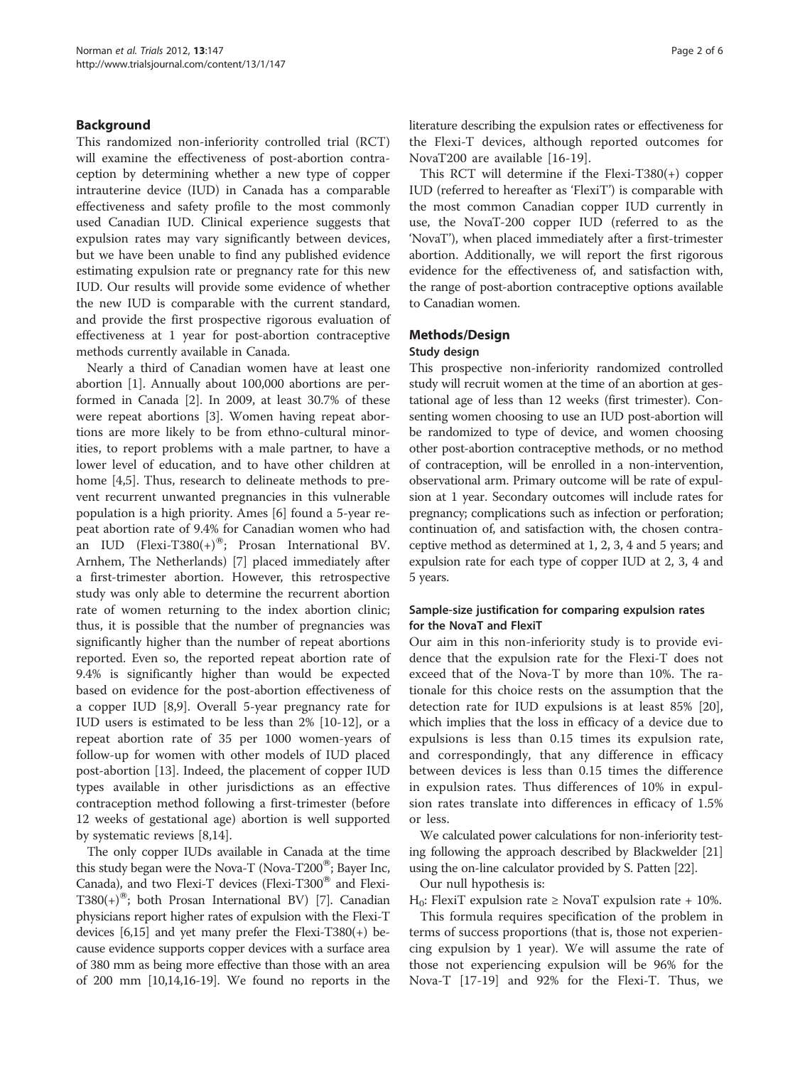## Background

This randomized non-inferiority controlled trial (RCT) will examine the effectiveness of post-abortion contraception by determining whether a new type of copper intrauterine device (IUD) in Canada has a comparable effectiveness and safety profile to the most commonly used Canadian IUD. Clinical experience suggests that expulsion rates may vary significantly between devices, but we have been unable to find any published evidence estimating expulsion rate or pregnancy rate for this new IUD. Our results will provide some evidence of whether the new IUD is comparable with the current standard, and provide the first prospective rigorous evaluation of effectiveness at 1 year for post-abortion contraceptive methods currently available in Canada.

Nearly a third of Canadian women have at least one abortion [1]. Annually about 100,000 abortions are performed in Canada [2]. In 2009, at least 30.7% of these were repeat abortions [3]. Women having repeat abortions are more likely to be from ethno-cultural minorities, to report problems with a male partner, to have a lower level of education, and to have other children at home [4,5]. Thus, research to delineate methods to prevent recurrent unwanted pregnancies in this vulnerable population is a high priority. Ames [6] found a 5-year repeat abortion rate of 9.4% for Canadian women who had an IUD (Flexi-T380(+)®; Prosan International BV. Arnhem, The Netherlands) [7] placed immediately after a first-trimester abortion. However, this retrospective study was only able to determine the recurrent abortion rate of women returning to the index abortion clinic; thus, it is possible that the number of pregnancies was significantly higher than the number of repeat abortions reported. Even so, the reported repeat abortion rate of 9.4% is significantly higher than would be expected based on evidence for the post-abortion effectiveness of a copper IUD [8,9]. Overall 5-year pregnancy rate for IUD users is estimated to be less than 2% [10-12], or a repeat abortion rate of 35 per 1000 women-years of follow-up for women with other models of IUD placed post-abortion [13]. Indeed, the placement of copper IUD types available in other jurisdictions as an effective contraception method following a first-trimester (before 12 weeks of gestational age) abortion is well supported by systematic reviews [8,14].

The only copper IUDs available in Canada at the time this study began were the Nova-T (Nova-T200®; Bayer Inc, Canada), and two Flexi-T devices (Flexi-T300® and Flexi-T380(+)®; both Prosan International BV) [7]. Canadian physicians report higher rates of expulsion with the Flexi-T devices [6,15] and yet many prefer the Flexi-T380(+) because evidence supports copper devices with a surface area of 380 mm as being more effective than those with an area of 200 mm [10,14,16-19]. We found no reports in the literature describing the expulsion rates or effectiveness for the Flexi-T devices, although reported outcomes for NovaT200 are available [16-19].

This RCT will determine if the Flexi-T380(+) copper IUD (referred to hereafter as 'FlexiT') is comparable with the most common Canadian copper IUD currently in use, the NovaT-200 copper IUD (referred to as the 'NovaT'), when placed immediately after a first-trimester abortion. Additionally, we will report the first rigorous evidence for the effectiveness of, and satisfaction with, the range of post-abortion contraceptive options available to Canadian women.

## Methods/Design

### Study design

This prospective non-inferiority randomized controlled study will recruit women at the time of an abortion at gestational age of less than 12 weeks (first trimester). Consenting women choosing to use an IUD post-abortion will be randomized to type of device, and women choosing other post-abortion contraceptive methods, or no method of contraception, will be enrolled in a non-intervention, observational arm. Primary outcome will be rate of expulsion at 1 year. Secondary outcomes will include rates for pregnancy; complications such as infection or perforation; continuation of, and satisfaction with, the chosen contraceptive method as determined at 1, 2, 3, 4 and 5 years; and expulsion rate for each type of copper IUD at 2, 3, 4 and 5 years.

### Sample-size justification for comparing expulsion rates for the NovaT and FlexiT

Our aim in this non-inferiority study is to provide evidence that the expulsion rate for the Flexi-T does not exceed that of the Nova-T by more than 10%. The rationale for this choice rests on the assumption that the detection rate for IUD expulsions is at least 85% [20], which implies that the loss in efficacy of a device due to expulsions is less than 0.15 times its expulsion rate, and correspondingly, that any difference in efficacy between devices is less than 0.15 times the difference in expulsion rates. Thus differences of 10% in expulsion rates translate into differences in efficacy of 1.5% or less.

We calculated power calculations for non-inferiority testing following the approach described by Blackwelder [21] using the on-line calculator provided by S. Patten [22].

Our null hypothesis is:

$H_0$: FlexiT expulsion rate ≥ NovaT expulsion rate + 10%.

This formula requires specification of the problem in terms of success proportions (that is, those not experiencing expulsion by 1 year). We will assume the rate of those not experiencing expulsion will be 96% for the Nova-T [17-19] and 92% for the Flexi-T. Thus, we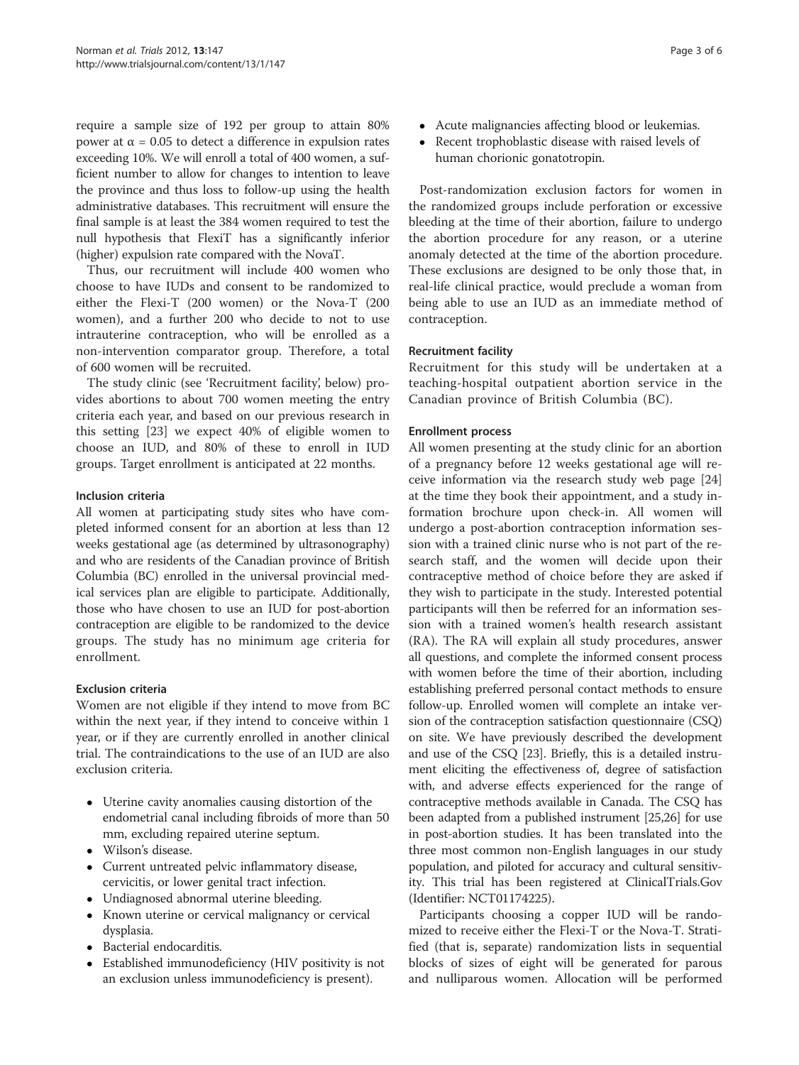require a sample size of 192 per group to attain 80% power at $\alpha = 0.05$ to detect a difference in expulsion rates exceeding 10%. We will enroll a total of 400 women, a sufficient number to allow for changes to intention to leave the province and thus loss to follow-up using the health administrative databases. This recruitment will ensure the final sample is at least the 384 women required to test the null hypothesis that FlexiT has a significantly inferior (higher) expulsion rate compared with the NovaT.

Thus, our recruitment will include 400 women who choose to have IUDs and consent to be randomized to either the Flexi-T (200 women) or the Nova-T (200 women), and a further 200 who decide to not to use intrauterine contraception, who will be enrolled as a non-intervention comparator group. Therefore, a total of 600 women will be recruited.

The study clinic (see 'Recruitment facility', below) provides abortions to about 700 women meeting the entry criteria each year, and based on our previous research in this setting [23] we expect 40% of eligible women to choose an IUD, and 80% of these to enroll in IUD groups. Target enrollment is anticipated at 22 months.

### Inclusion criteria

All women at participating study sites who have completed informed consent for an abortion at less than 12 weeks gestational age (as determined by ultrasonography) and who are residents of the Canadian province of British Columbia (BC) enrolled in the universal provincial medical services plan are eligible to participate. Additionally, those who have chosen to use an IUD for post-abortion contraception are eligible to be randomized to the device groups. The study has no minimum age criteria for enrollment.

### Exclusion criteria

Women are not eligible if they intend to move from BC within the next year, if they intend to conceive within 1 year, or if they are currently enrolled in another clinical trial. The contraindications to the use of an IUD are also exclusion criteria.

- Uterine cavity anomalies causing distortion of the endometrial canal including fibroids of more than 50 mm, excluding repaired uterine septum.
- Wilson's disease.
- Current untreated pelvic inflammatory disease, cervicitis, or lower genital tract infection.
- Undiagnosed abnormal uterine bleeding.
- Known uterine or cervical malignancy or cervical dysplasia.
- Bacterial endocarditis.
- Established immunodeficiency (HIV positivity is not an exclusion unless immunodeficiency is present).
- Acute malignancies affecting blood or leukemias.
- Recent trophoblastic disease with raised levels of human chorionic gonatotropin.

Post-randomization exclusion factors for women in the randomized groups include perforation or excessive bleeding at the time of their abortion, failure to undergo the abortion procedure for any reason, or a uterine anomaly detected at the time of the abortion procedure. These exclusions are designed to be only those that, in real-life clinical practice, would preclude a woman from being able to use an IUD as an immediate method of contraception.

### Recruitment facility

Recruitment for this study will be undertaken at a teaching-hospital outpatient abortion service in the Canadian province of British Columbia (BC).

### Enrollment process

All women presenting at the study clinic for an abortion of a pregnancy before 12 weeks gestational age will receive information via the research study web page [24] at the time they book their appointment, and a study information brochure upon check-in. All women will undergo a post-abortion contraception information session with a trained clinic nurse who is not part of the research staff, and the women will decide upon their contraceptive method of choice before they are asked if they wish to participate in the study. Interested potential participants will then be referred for an information session with a trained women's health research assistant (RA). The RA will explain all study procedures, answer all questions, and complete the informed consent process with women before the time of their abortion, including establishing preferred personal contact methods to ensure follow-up. Enrolled women will complete an intake version of the contraception satisfaction questionnaire (CSQ) on site. We have previously described the development and use of the CSQ [23]. Briefly, this is a detailed instrument eliciting the effectiveness of, degree of satisfaction with, and adverse effects experienced for the range of contraceptive methods available in Canada. The CSQ has been adapted from a published instrument [25,26] for use in post-abortion studies. It has been translated into the three most common non-English languages in our study population, and piloted for accuracy and cultural sensitivity. This trial has been registered at ClinicalTrials.Gov (Identifier: NCT01174225).

Participants choosing a copper IUD will be randomized to receive either the Flexi-T or the Nova-T. Stratified (that is, separate) randomization lists in sequential blocks of sizes of eight will be generated for parous and nulliparous women. Allocation will be performed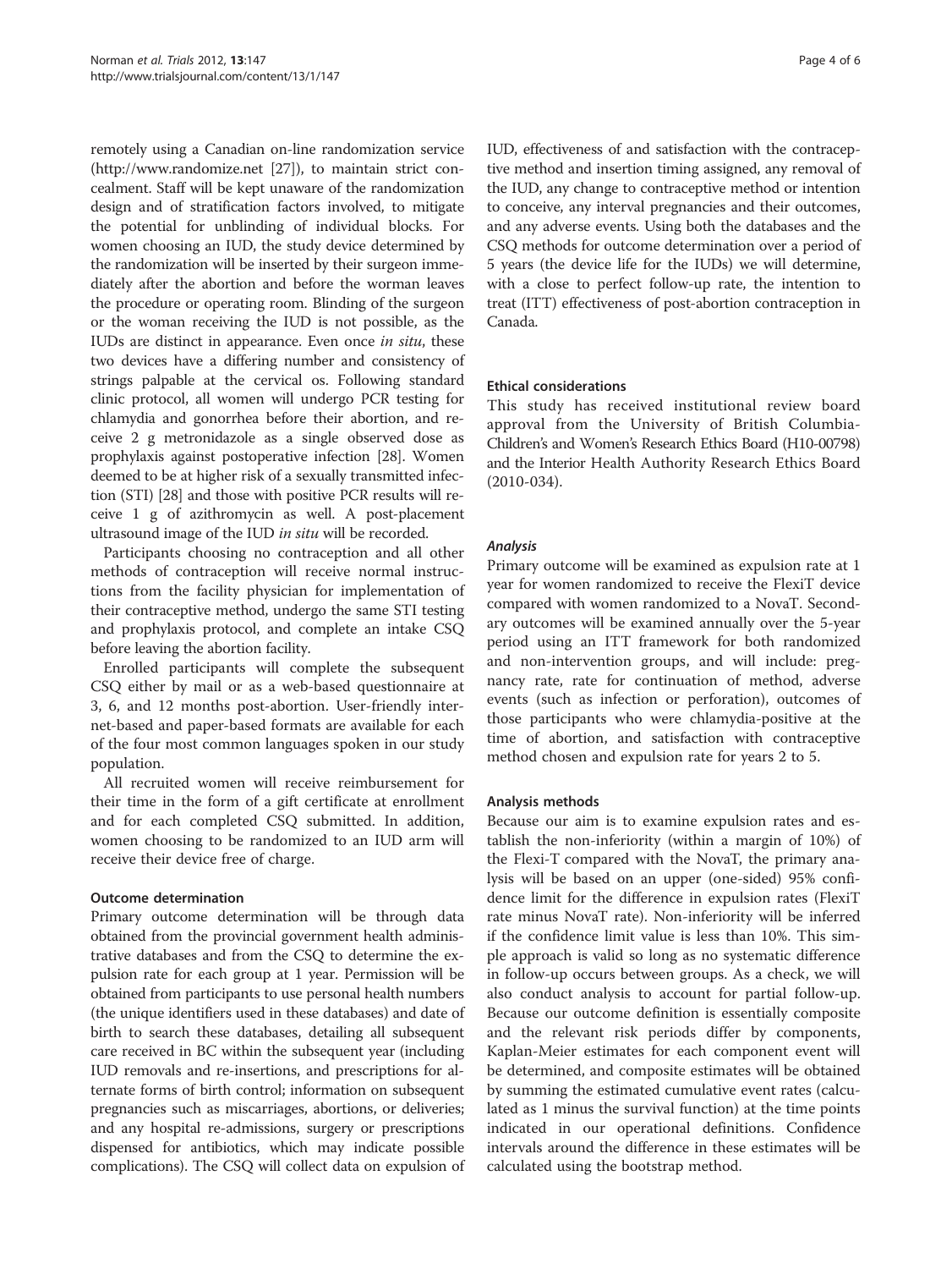remotely using a Canadian on-line randomization service (http://www.randomize.net [27]), to maintain strict concealment. Staff will be kept unaware of the randomization design and of stratification factors involved, to mitigate the potential for unblinding of individual blocks. For women choosing an IUD, the study device determined by the randomization will be inserted by their surgeon immediately after the abortion and before the worman leaves the procedure or operating room. Blinding of the surgeon or the woman receiving the IUD is not possible, as the IUDs are distinct in appearance. Even once *in situ*, these two devices have a differing number and consistency of strings palpable at the cervical os. Following standard clinic protocol, all women will undergo PCR testing for chlamydia and gonorrhea before their abortion, and receive 2 g metronidazole as a single observed dose as prophylaxis against postoperative infection [28]. Women deemed to be at higher risk of a sexually transmitted infection (STI) [28] and those with positive PCR results will receive 1 g of azithromycin as well. A post-placement ultrasound image of the IUD *in situ* will be recorded.

Participants choosing no contraception and all other methods of contraception will receive normal instructions from the facility physician for implementation of their contraceptive method, undergo the same STI testing and prophylaxis protocol, and complete an intake CSQ before leaving the abortion facility.

Enrolled participants will complete the subsequent CSQ either by mail or as a web-based questionnaire at 3, 6, and 12 months post-abortion. User-friendly internet-based and paper-based formats are available for each of the four most common languages spoken in our study population.

All recruited women will receive reimbursement for their time in the form of a gift certificate at enrollment and for each completed CSQ submitted. In addition, women choosing to be randomized to an IUD arm will receive their device free of charge.

### Outcome determination

Primary outcome determination will be through data obtained from the provincial government health administrative databases and from the CSQ to determine the expulsion rate for each group at 1 year. Permission will be obtained from participants to use personal health numbers (the unique identifiers used in these databases) and date of birth to search these databases, detailing all subsequent care received in BC within the subsequent year (including IUD removals and re-insertions, and prescriptions for alternate forms of birth control; information on subsequent pregnancies such as miscarriages, abortions, or deliveries; and any hospital re-admissions, surgery or prescriptions dispensed for antibiotics, which may indicate possible complications). The CSQ will collect data on expulsion of IUD, effectiveness of and satisfaction with the contraceptive method and insertion timing assigned, any removal of the IUD, any change to contraceptive method or intention to conceive, any interval pregnancies and their outcomes, and any adverse events. Using both the databases and the CSQ methods for outcome determination over a period of 5 years (the device life for the IUDs) we will determine, with a close to perfect follow-up rate, the intention to treat (ITT) effectiveness of post-abortion contraception in Canada.

### Ethical considerations

This study has received institutional review board approval from the University of British Columbia-Children's and Women's Research Ethics Board (H10-00798) and the Interior Health Authority Research Ethics Board (2010-034).

### *Analysis*

Primary outcome will be examined as expulsion rate at 1 year for women randomized to receive the FlexiT device compared with women randomized to a NovaT. Secondary outcomes will be examined annually over the 5-year period using an ITT framework for both randomized and non-intervention groups, and will include: pregnancy rate, rate for continuation of method, adverse events (such as infection or perforation), outcomes of those participants who were chlamydia-positive at the time of abortion, and satisfaction with contraceptive method chosen and expulsion rate for years 2 to 5.

### Analysis methods

Because our aim is to examine expulsion rates and establish the non-inferiority (within a margin of 10%) of the Flexi-T compared with the NovaT, the primary analysis will be based on an upper (one-sided) 95% confidence limit for the difference in expulsion rates (FlexiT rate minus NovaT rate). Non-inferiority will be inferred if the confidence limit value is less than 10%. This simple approach is valid so long as no systematic difference in follow-up occurs between groups. As a check, we will also conduct analysis to account for partial follow-up. Because our outcome definition is essentially composite and the relevant risk periods differ by components, Kaplan-Meier estimates for each component event will be determined, and composite estimates will be obtained by summing the estimated cumulative event rates (calculated as 1 minus the survival function) at the time points indicated in our operational definitions. Confidence intervals around the difference in these estimates will be calculated using the bootstrap method.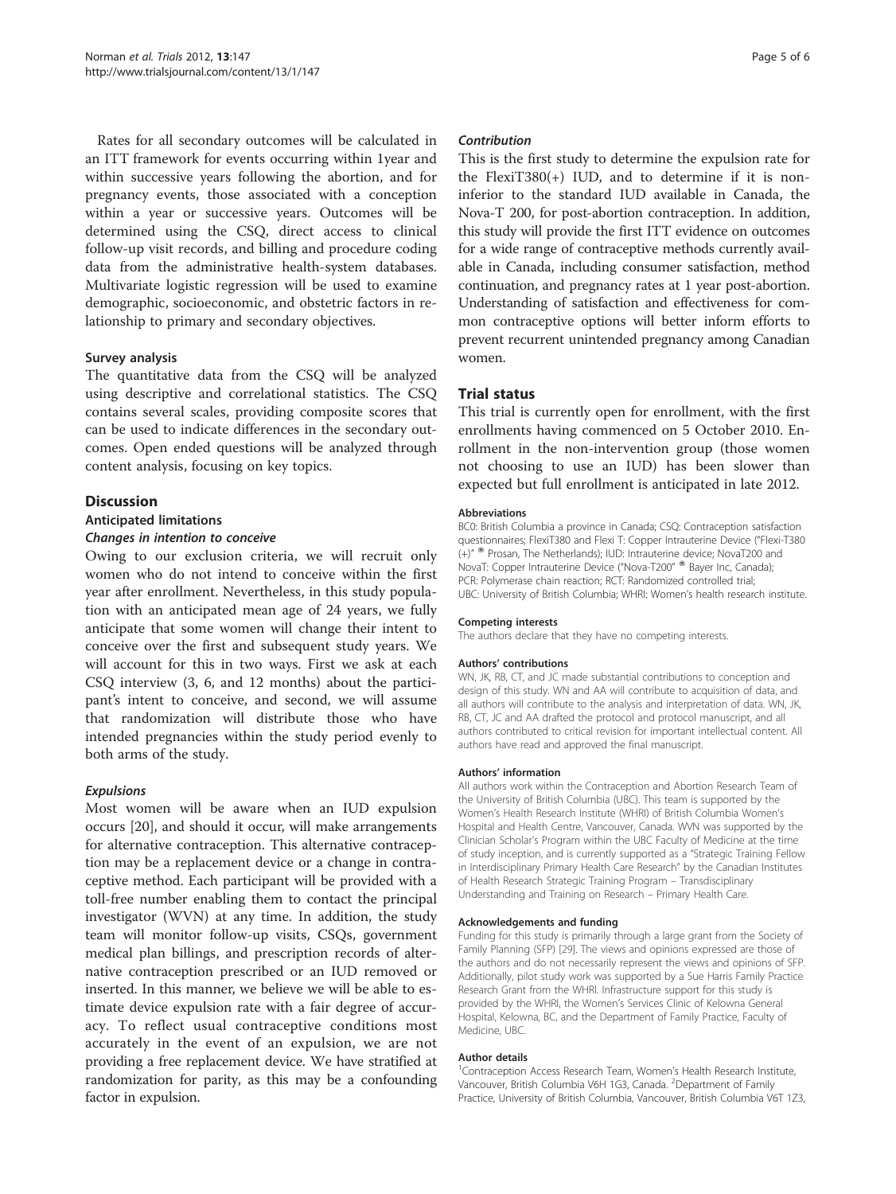Rates for all secondary outcomes will be calculated in an ITT framework for events occurring within 1year and within successive years following the abortion, and for pregnancy events, those associated with a conception within a year or successive years. Outcomes will be determined using the CSQ, direct access to clinical follow-up visit records, and billing and procedure coding data from the administrative health-system databases. Multivariate logistic regression will be used to examine demographic, socioeconomic, and obstetric factors in relationship to primary and secondary objectives.

### Survey analysis

The quantitative data from the CSQ will be analyzed using descriptive and correlational statistics. The CSQ contains several scales, providing composite scores that can be used to indicate differences in the secondary outcomes. Open ended questions will be analyzed through content analysis, focusing on key topics.

## Discussion

### Anticipated limitations

#### *Changes in intention to conceive*

Owing to our exclusion criteria, we will recruit only women who do not intend to conceive within the first year after enrollment. Nevertheless, in this study population with an anticipated mean age of 24 years, we fully anticipate that some women will change their intent to conceive over the first and subsequent study years. We will account for this in two ways. First we ask at each CSQ interview (3, 6, and 12 months) about the participant's intent to conceive, and second, we will assume that randomization will distribute those who have intended pregnancies within the study period evenly to both arms of the study.

#### *Expulsions*

Most women will be aware when an IUD expulsion occurs [20], and should it occur, will make arrangements for alternative contraception. This alternative contraception may be a replacement device or a change in contraceptive method. Each participant will be provided with a toll-free number enabling them to contact the principal investigator (WVN) at any time. In addition, the study team will monitor follow-up visits, CSQs, government medical plan billings, and prescription records of alternative contraception prescribed or an IUD removed or inserted. In this manner, we believe we will be able to estimate device expulsion rate with a fair degree of accuracy. To reflect usual contraceptive conditions most accurately in the event of an expulsion, we are not providing a free replacement device. We have stratified at randomization for parity, as this may be a confounding factor in expulsion.

#### *Contribution*

This is the first study to determine the expulsion rate for the FlexiT380(+) IUD, and to determine if it is non-inferior to the standard IUD available in Canada, the Nova-T 200, for post-abortion contraception. In addition, this study will provide the first ITT evidence on outcomes for a wide range of contraceptive methods currently available in Canada, including consumer satisfaction, method continuation, and pregnancy rates at 1 year post-abortion. Understanding of satisfaction and effectiveness for common contraceptive options will better inform efforts to prevent recurrent unintended pregnancy among Canadian women.

## Trial status

This trial is currently open for enrollment, with the first enrollments having commenced on 5 October 2010. Enrollment in the non-intervention group (those women not choosing to use an IUD) has been slower than expected but full enrollment is anticipated in late 2012.

#### Abbreviations

BC0: British Columbia a province in Canada; CSQ: Contraception satisfaction questionnaires; FlexiT380 and Flexi T: Copper Intrauterine Device ("Flexi-T380 (+)" ® Prosan, The Netherlands); IUD: Intrauterine device; NovaT200 and NovaT: Copper Intrauterine Device ("Nova-T200" ® Bayer Inc, Canada); PCR: Polymerase chain reaction; RCT: Randomized controlled trial; UBC: University of British Columbia; WHRI: Women's health research institute.

#### Competing interests

The authors declare that they have no competing interests.

#### Authors' contributions

WN, JK, RB, CT, and JC made substantial contributions to conception and design of this study. WN and AA will contribute to acquisition of data, and all authors will contribute to the analysis and interpretation of data. WN, JK, RB, CT, JC and AA drafted the protocol and protocol manuscript, and all authors contributed to critical revision for important intellectual content. All authors have read and approved the final manuscript.

#### Authors' information

All authors work within the Contraception and Abortion Research Team of the University of British Columbia (UBC). This team is supported by the Women's Health Research Institute (WHRI) of British Columbia Women's Hospital and Health Centre, Vancouver, Canada. WVN was supported by the Clinician Scholar's Program within the UBC Faculty of Medicine at the time of study inception, and is currently supported as a "Strategic Training Fellow in Interdisciplinary Primary Health Care Research" by the Canadian Institutes of Health Research Strategic Training Program – Transdisciplinary Understanding and Training on Research – Primary Health Care.

#### Acknowledgements and funding

Funding for this study is primarily through a large grant from the Society of Family Planning (SFP) [29]. The views and opinions expressed are those of the authors and do not necessarily represent the views and opinions of SFP. Additionally, pilot study work was supported by a Sue Harris Family Practice Research Grant from the WHRI. Infrastructure support for this study is provided by the WHRI, the Women's Services Clinic of Kelowna General Hospital, Kelowna, BC, and the Department of Family Practice, Faculty of Medicine, UBC.

#### Author details

[1]Contraception Access Research Team, Women's Health Research Institute, Vancouver, British Columbia V6H 1G3, Canada. [2]Department of Family Practice, University of British Columbia, Vancouver, British Columbia V6T 1Z3,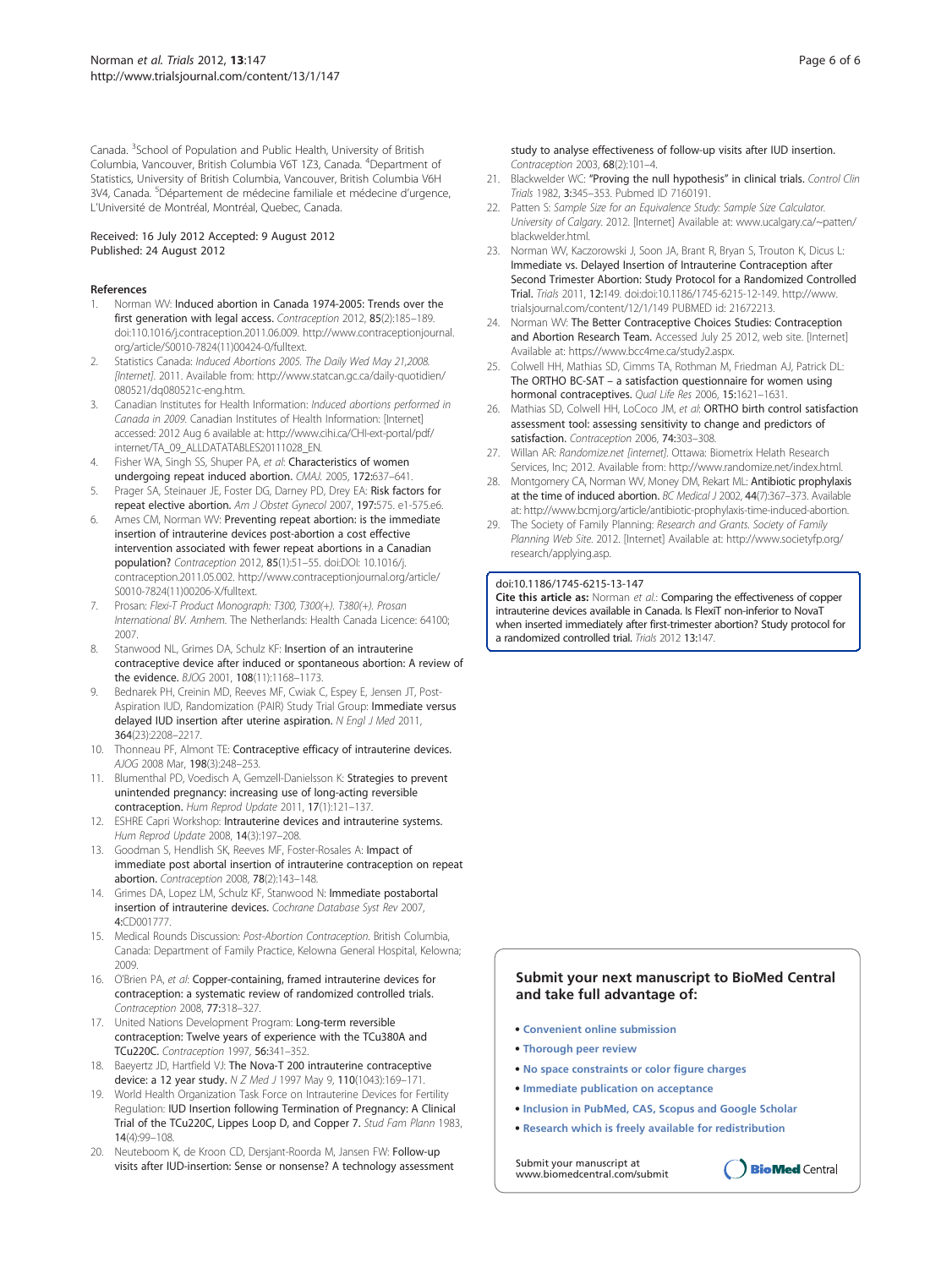Canada. [3]School of Population and Public Health, University of British Columbia, Vancouver, British Columbia V6T 1Z3, Canada. [4]Department of Statistics, University of British Columbia, Vancouver, British Columbia V6H 3V4, Canada. [5]Département de médecine familiale et médecine d'urgence, L'Université de Montréal, Montréal, Quebec, Canada.

Received: 16 July 2012 Accepted: 9 August 2012
Published: 24 August 2012

## References

1. Norman WV: **Induced abortion in Canada 1974-2005: Trends over the first generation with legal access.** *Contraception* 2012, **85**(2):185–189. doi:10.1016/j.contraception.2011.06.009. http://www.contraceptionjournal.org/article/S0010-7824(11)00424-0/fulltext.
2. Statistics Canada: *Induced Abortions 2005. The Daily Wed May 21,2008. [Internet].* 2011. Available from: http://www.statcan.gc.ca/daily-quotidien/080521/dq080521c-eng.htm.
3. Canadian Institutes for Health Information: *Induced abortions performed in Canada in 2009.* Canadian Institutes of Health Information: [Internet] accessed: 2012 Aug 6 available at: http://www.cihi.ca/CHI-ext-portal/pdf/internet/TA_09_ALLDATATABLES20111028_EN.
4. Fisher WA, Singh SS, Shuper PA, *et al*: **Characteristics of women undergoing repeat induced abortion.** *CMAJ.* 2005, **172**:637–641.
5. Prager SA, Steinauer JE, Foster DG, Darney PD, Drey EA: **Risk factors for repeat elective abortion.** *Am J Obstet Gynecol* 2007, **197**:575. e1-575.e6.
6. Ames CM, Norman WV: **Preventing repeat abortion: is the immediate insertion of intrauterine devices post-abortion a cost effective intervention associated with fewer repeat abortions in a Canadian population?** *Contraception* 2012, **85**(1):51–55. doi:DOI: 10.1016/j.contraception.2011.05.002. http://www.contraceptionjournal.org/article/S0010-7824(11)00206-X/fulltext.
7. Prosan: *Flexi-T Product Monograph: T300, T300(+). T380(+). Prosan International BV. Arnhem.* The Netherlands: Health Canada Licence: 64100; 2007.
8. Stanwood NL, Grimes DA, Schulz KF: **Insertion of an intrauterine contraceptive device after induced or spontaneous abortion: A review of the evidence.** *BJOG* 2001, **108**(11):1168–1173.
9. Bednarek PH, Creinin MD, Reeves MF, Cwiak C, Espey E, Jensen JT, Post-Aspiration IUD, Randomization (PAIR) Study Trial Group: **Immediate versus delayed IUD insertion after uterine aspiration.** *N Engl J Med* 2011, **364**(23):2208–2217.
10. Thonneau PF, Almont TE: **Contraceptive efficacy of intrauterine devices.** *AJOG* 2008 Mar, **198**(3):248–253.
11. Blumenthal PD, Voedisch A, Gemzell-Danielsson K: **Strategies to prevent unintended pregnancy: increasing use of long-acting reversible contraception.** *Hum Reprod Update* 2011, **17**(1):121–137.
12. ESHRE Capri Workshop: **Intrauterine devices and intrauterine systems.** *Hum Reprod Update* 2008, **14**(3):197–208.
13. Goodman S, Hendlish SK, Reeves MF, Foster-Rosales A: **Impact of immediate post abortal insertion of intrauterine contraception on repeat abortion.** *Contraception* 2008, **78**(2):143–148.
14. Grimes DA, Lopez LM, Schulz KF, Stanwood N: **Immediate postabortal insertion of intrauterine devices.** *Cochrane Database Syst Rev* 2007, **4**:CD001777.
15. Medical Rounds Discussion: *Post-Abortion Contraception.* British Columbia, Canada: Department of Family Practice, Kelowna General Hospital, Kelowna; 2009.
16. O'Brien PA, *et al*: **Copper-containing, framed intrauterine devices for contraception: a systematic review of randomized controlled trials.** *Contraception* 2008, **77**:318–327.
17. United Nations Development Program: **Long-term reversible contraception: Twelve years of experience with the TCu380A and TCu220C.** *Contraception* 1997, **56**:341–352.
18. Baeyertz JD, Hartfield VJ: **The Nova-T 200 intrauterine contraceptive device: a 12 year study.** *N Z Med J* 1997 May 9, **110**(1043):169–171.
19. World Health Organization Task Force on Intrauterine Devices for Fertility Regulation: **IUD Insertion following Termination of Pregnancy: A Clinical Trial of the TCu220C, Lippes Loop D, and Copper 7.** *Stud Fam Plann* 1983, **14**(4):99–108.
20. Neuteboom K, de Kroon CD, Dersjant-Roorda M, Jansen FW: **Follow-up visits after IUD-insertion: Sense or nonsense? A technology assessment study to analyse effectiveness of follow-up visits after IUD insertion.** *Contraception* 2003, **68**(2):101–4.
21. Blackwelder WC: **"Proving the null hypothesis" in clinical trials.** *Control Clin Trials* 1982, **3**:345–353. Pubmed ID 7160191.
22. Patten S: *Sample Size for an Equivalence Study: Sample Size Calculator. University of Calgary.* 2012. [Internet] Available at: www.ucalgary.ca/~patten/blackwelder.html.
23. Norman WV, Kaczorowski J, Soon JA, Brant R, Bryan S, Trouton K, Dicus L: **Immediate vs. Delayed Insertion of Intrauterine Contraception after Second Trimester Abortion: Study Protocol for a Randomized Controlled Trial.** *Trials* 2011, **12**:149. doi:doi:10.1186/1745-6215-12-149. http://www.trialsjournal.com/content/12/1/149 PUBMED id: 21672213.
24. Norman WV: **The Better Contraceptive Choices Studies: Contraception and Abortion Research Team.** Accessed July 25 2012, web site. [Internet] Available at: https://www.bcc4me.ca/study2.aspx.
25. Colwell HH, Mathias SD, Cimms TA, Rothman M, Friedman AJ, Patrick DL: **The ORTHO BC-SAT – a satisfaction questionnaire for women using hormonal contraceptives.** *Qual Life Res* 2006, **15**:1621–1631.
26. Mathias SD, Colwell HH, LoCoco JM, *et al*: **ORTHO birth control satisfaction assessment tool: assessing sensitivity to change and predictors of satisfaction.** *Contraception* 2006, **74**:303–308.
27. Willan AR: *Randomize.net [internet].* Ottawa: Biometrix Helath Research Services, Inc; 2012. Available from: http://www.randomize.net/index.html.
28. Montgomery CA, Norman WV, Money DM, Rekart ML: **Antibiotic prophylaxis at the time of induced abortion.** *BC Medical J* 2002, **44**(7):367–373. Available at: http://www.bcmj.org/article/antibiotic-prophylaxis-time-induced-abortion.
29. The Society of Family Planning: *Research and Grants. Society of Family Planning Web Site.* 2012. [Internet] Available at: http://www.societyfp.org/research/applying.asp.

doi:10.1186/1745-6215-13-147

**Cite this article as:** Norman *et al.*: Comparing the effectiveness of copper intrauterine devices available in Canada. Is FlexiT non-inferior to NovaT when inserted immediately after first-trimester abortion? Study protocol for a randomized controlled trial. *Trials* 2012 **13**:147.

**Submit your next manuscript to BioMed Central and take full advantage of:**

- **Convenient online submission**
- **Thorough peer review**
- **No space constraints or color figure charges**
- **Immediate publication on acceptance**
- **Inclusion in PubMed, CAS, Scopus and Google Scholar**
- **Research which is freely available for redistribution**

Submit your manuscript at www.biomedcentral.com/submit

BioMed Central